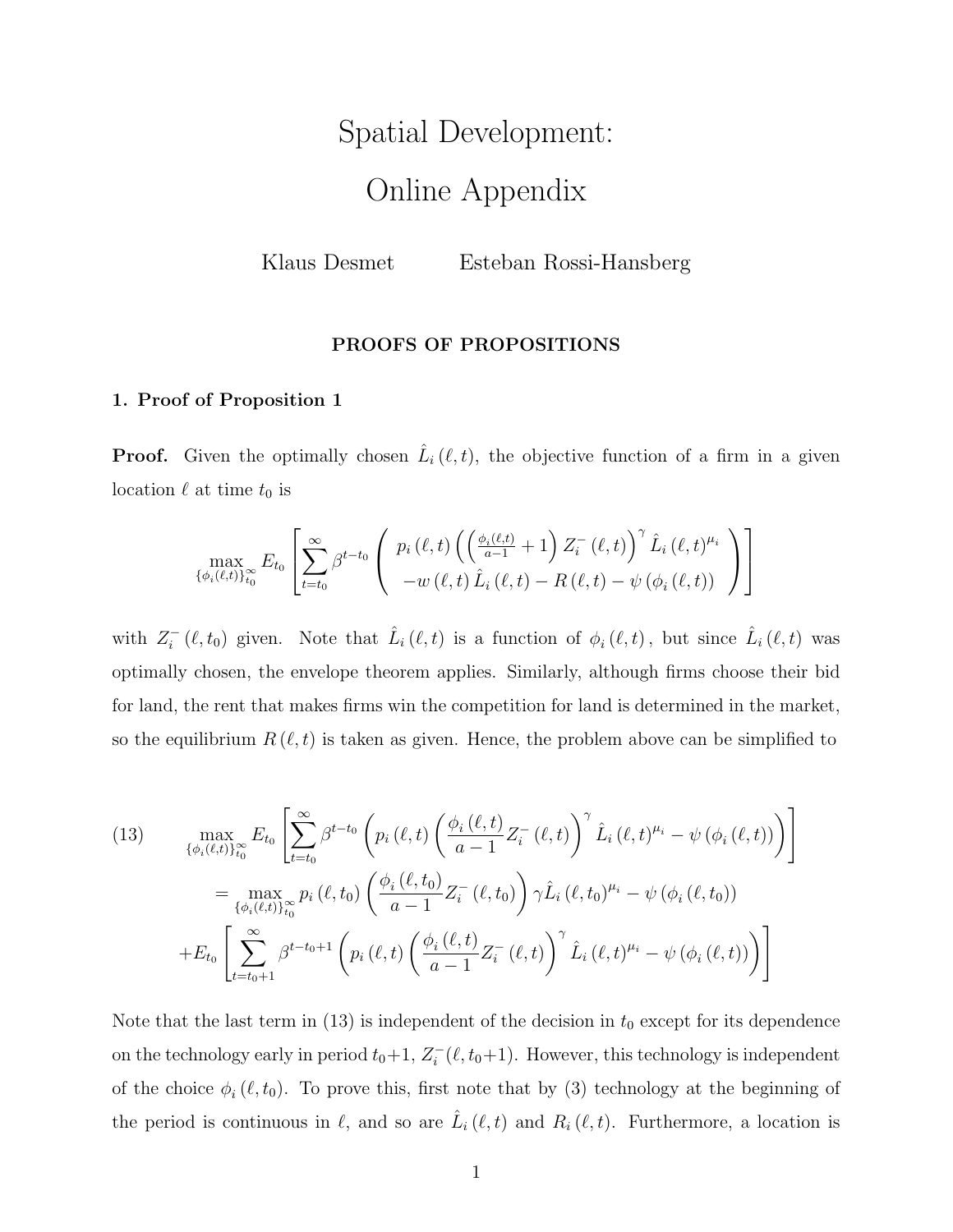# Spatial Development: Online Appendix

Klaus Desmet  Esteban Rossi-Hansberg

## PROOFS OF PROPOSITIONS

### 1. Proof of Proposition 1

**Proof.** Given the optimally chosen $\hat{L}_i(\ell,t)$, the objective function of a firm in a given location $\ell$ at time $t_0$ is

$$\max_{\{\phi_i(\ell,t)\}_{t_0}^{\infty}} E_{t_0}\left[\sum_{t=t_0}^{\infty}\beta^{t-t_0}\left(\begin{array}{c} p_i(\ell,t)\left(\left(\frac{\phi_i(\ell,t)}{a-1}+1\right)Z_i^-(\ell,t)\right)^{\gamma}\hat{L}_i(\ell,t)^{\mu_i} \\ -w(\ell,t)\hat{L}_i(\ell,t)-R(\ell,t)-\psi(\phi_i(\ell,t)) \end{array}\right)\right]$$

with $Z_i^-(\ell,t_0)$ given. Note that $\hat{L}_i(\ell,t)$ is a function of $\phi_i(\ell,t)$, but since $\hat{L}_i(\ell,t)$ was optimally chosen, the envelope theorem applies. Similarly, although firms choose their bid for land, the rent that makes firms win the competition for land is determined in the market, so the equilibrium $R(\ell,t)$ is taken as given. Hence, the problem above can be simplified to

$$\begin{aligned}
(13)\qquad & \max_{\{\phi_i(\ell,t)\}_{t_0}^{\infty}} E_{t_0}\left[\sum_{t=t_0}^{\infty}\beta^{t-t_0}\left(p_i(\ell,t)\left(\frac{\phi_i(\ell,t)}{a-1}Z_i^-(\ell,t)\right)^{\gamma}\hat{L}_i(\ell,t)^{\mu_i}-\psi(\phi_i(\ell,t))\right)\right] \\
&= \max_{\{\phi_i(\ell,t)\}_{t_0}^{\infty}} p_i(\ell,t_0)\left(\frac{\phi_i(\ell,t_0)}{a-1}Z_i^-(\ell,t_0)\right)\gamma\hat{L}_i(\ell,t_0)^{\mu_i}-\psi(\phi_i(\ell,t_0)) \\
&+E_{t_0}\left[\sum_{t=t_0+1}^{\infty}\beta^{t-t_0+1}\left(p_i(\ell,t)\left(\frac{\phi_i(\ell,t)}{a-1}Z_i^-(\ell,t)\right)^{\gamma}\hat{L}_i(\ell,t)^{\mu_i}-\psi(\phi_i(\ell,t))\right)\right]
\end{aligned}$$

Note that the last term in (13) is independent of the decision in $t_0$ except for its dependence on the technology early in period $t_0+1$, $Z_i^-(\ell,t_0+1)$. However, this technology is independent of the choice $\phi_i(\ell,t_0)$. To prove this, first note that by (3) technology at the beginning of the period is continuous in $\ell$, and so are $\hat{L}_i(\ell,t)$ and $R_i(\ell,t)$. Furthermore, a location is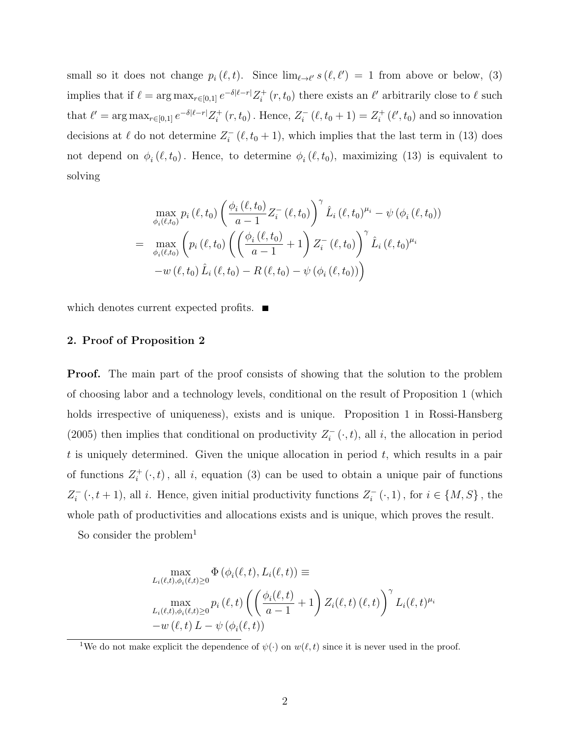small so it does not change $p_i(\ell, t)$. Since $\lim_{\ell \to \ell'} s(\ell, \ell') = 1$ from above or below, (3) implies that if $\ell = \arg\max_{r\in[0,1]} e^{-\delta|\ell - r|} Z_i^+(r, t_0)$ there exists an $\ell'$ arbitrarily close to $\ell$ such that $\ell' = \arg\max_{r\in[0,1]} e^{-\delta|\ell - r|} Z_i^+(r, t_0)$. Hence, $Z_i^-(\ell, t_0+1) = Z_i^+(\ell', t_0)$ and so innovation decisions at $\ell$ do not determine $Z_i^-(\ell, t_0+1)$, which implies that the last term in (13) does not depend on $\phi_i(\ell, t_0)$. Hence, to determine $\phi_i(\ell, t_0)$, maximizing (13) is equivalent to solving

$$
\begin{aligned}
& \max_{\phi_i(\ell,t_0)} p_i(\ell, t_0) \left( \frac{\phi_i(\ell, t_0)}{a-1} Z_i^-(\ell, t_0) \right)^\gamma \hat{L}_i(\ell, t_0)^{\mu_i} - \psi(\phi_i(\ell, t_0)) \\
= \quad & \max_{\phi_i(\ell,t_0)} \Bigg( p_i(\ell, t_0) \left( \left( \frac{\phi_i(\ell, t_0)}{a-1} + 1 \right) Z_i^-(\ell, t_0) \right)^\gamma \hat{L}_i(\ell, t_0)^{\mu_i} \\
& - w(\ell, t_0) \hat{L}_i(\ell, t_0) - R(\ell, t_0) - \psi(\phi_i(\ell, t_0)) \Bigg)
\end{aligned}
$$

which denotes current expected profits. ■

## 2. Proof of Proposition 2

**Proof.** The main part of the proof consists of showing that the solution to the problem of choosing labor and a technology levels, conditional on the result of Proposition 1 (which holds irrespective of uniqueness), exists and is unique. Proposition 1 in Rossi-Hansberg (2005) then implies that conditional on productivity $Z_i^-(\cdot, t)$, all $i$, the allocation in period $t$ is uniquely determined. Given the unique allocation in period $t$, which results in a pair of functions $Z_i^+(\cdot, t)$, all $i$, equation (3) can be used to obtain a unique pair of functions $Z_i^-(\cdot, t+1)$, all $i$. Hence, given initial productivity functions $Z_i^-(\cdot, 1)$, for $i \in \{M, S\}$, the whole path of productivities and allocations exists and is unique, which proves the result.

So consider the problem[1]

$$
\begin{aligned}
& \max_{L_i(\ell,t),\phi_i(\ell,t)\geq 0} \Phi(\phi_i(\ell,t), L_i(\ell,t)) \equiv \\
& \max_{L_i(\ell,t),\phi_i(\ell,t)\geq 0} p_i(\ell, t) \left( \left( \frac{\phi_i(\ell,t)}{a-1} + 1 \right) Z_i(\ell,t)(\ell,t) \right)^\gamma L_i(\ell,t)^{\mu_i} \\
& - w(\ell, t) L - \psi(\phi_i(\ell,t))
\end{aligned}
$$

[1] We do not make explicit the dependence of $\psi(\cdot)$ on $w(\ell, t)$ since it is never used in the proof.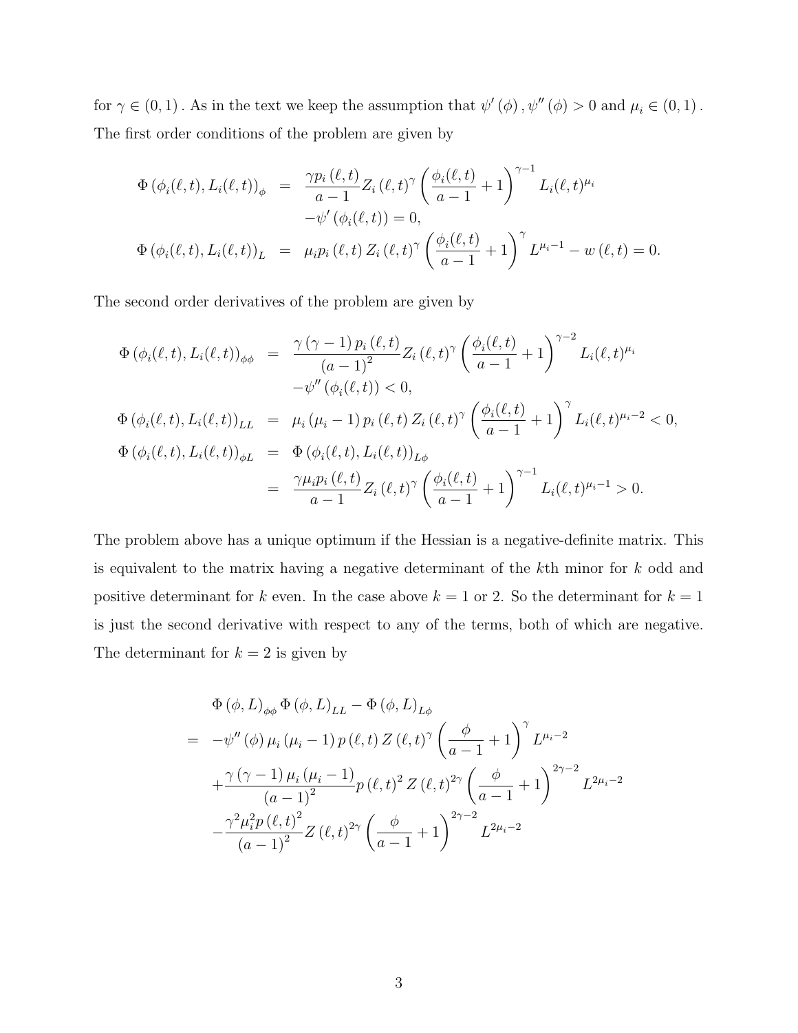for $\gamma \in (0,1)$. As in the text we keep the assumption that $\psi'(\phi), \psi''(\phi) > 0$ and $\mu_i \in (0,1)$. The first order conditions of the problem are given by

$$
\begin{aligned}
\Phi\left(\phi_i(\ell,t), L_i(\ell,t)\right)_\phi &= \frac{\gamma p_i(\ell,t)}{a-1} Z_i(\ell,t)^\gamma \left(\frac{\phi_i(\ell,t)}{a-1}+1\right)^{\gamma-1} L_i(\ell,t)^{\mu_i} \\
&\quad -\psi'\left(\phi_i(\ell,t)\right) = 0, \\
\Phi\left(\phi_i(\ell,t), L_i(\ell,t)\right)_L &= \mu_i p_i(\ell,t) Z_i(\ell,t)^\gamma \left(\frac{\phi_i(\ell,t)}{a-1}+1\right)^{\gamma} L^{\mu_i-1} - w(\ell,t) = 0.
\end{aligned}
$$

The second order derivatives of the problem are given by

$$
\begin{aligned}
\Phi\left(\phi_i(\ell,t), L_i(\ell,t)\right)_{\phi\phi} &= \frac{\gamma(\gamma-1) p_i(\ell,t)}{(a-1)^2} Z_i(\ell,t)^\gamma \left(\frac{\phi_i(\ell,t)}{a-1}+1\right)^{\gamma-2} L_i(\ell,t)^{\mu_i} \\
&\quad -\psi''\left(\phi_i(\ell,t)\right) < 0, \\
\Phi\left(\phi_i(\ell,t), L_i(\ell,t)\right)_{LL} &= \mu_i(\mu_i-1) p_i(\ell,t) Z_i(\ell,t)^\gamma \left(\frac{\phi_i(\ell,t)}{a-1}+1\right)^{\gamma} L_i(\ell,t)^{\mu_i-2} < 0, \\
\Phi\left(\phi_i(\ell,t), L_i(\ell,t)\right)_{\phi L} &= \Phi\left(\phi_i(\ell,t), L_i(\ell,t)\right)_{L\phi} \\
&= \frac{\gamma \mu_i p_i(\ell,t)}{a-1} Z_i(\ell,t)^\gamma \left(\frac{\phi_i(\ell,t)}{a-1}+1\right)^{\gamma-1} L_i(\ell,t)^{\mu_i-1} > 0.
\end{aligned}
$$

The problem above has a unique optimum if the Hessian is a negative-definite matrix. This is equivalent to the matrix having a negative determinant of the $k$th minor for $k$ odd and positive determinant for $k$ even. In the case above $k = 1$ or 2. So the determinant for $k = 1$ is just the second derivative with respect to any of the terms, both of which are negative. The determinant for $k = 2$ is given by

$$
\begin{aligned}
& \Phi(\phi, L)_{\phi\phi} \Phi(\phi, L)_{LL} - \Phi(\phi, L)_{L\phi} \\
= & -\psi''(\phi) \mu_i(\mu_i-1) p(\ell,t) Z(\ell,t)^\gamma \left(\frac{\phi}{a-1}+1\right)^{\gamma} L^{\mu_i-2} \\
& + \frac{\gamma(\gamma-1)\mu_i(\mu_i-1)}{(a-1)^2} p(\ell,t)^2 Z(\ell,t)^{2\gamma} \left(\frac{\phi}{a-1}+1\right)^{2\gamma-2} L^{2\mu_i-2} \\
& - \frac{\gamma^2 \mu_i^2 p(\ell,t)^2}{(a-1)^2} Z(\ell,t)^{2\gamma} \left(\frac{\phi}{a-1}+1\right)^{2\gamma-2} L^{2\mu_i-2}
\end{aligned}
$$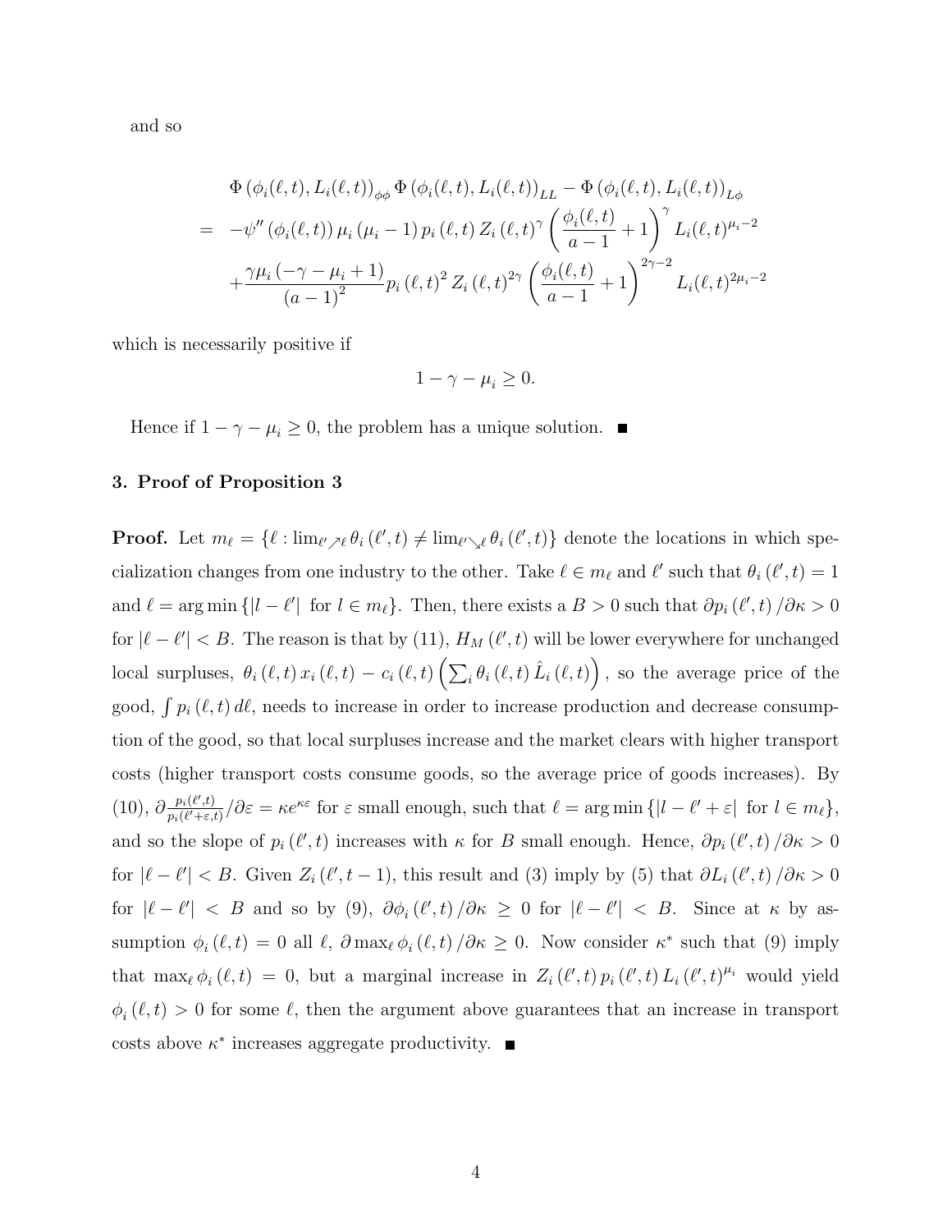and so

$$
\begin{aligned}
& \Phi\left(\phi_i(\ell,t), L_i(\ell,t)\right)_{\phi\phi} \Phi\left(\phi_i(\ell,t), L_i(\ell,t)\right)_{LL} - \Phi\left(\phi_i(\ell,t), L_i(\ell,t)\right)_{L\phi} \\
= \quad & -\psi''\left(\phi_i(\ell,t)\right) \mu_i \left(\mu_i - 1\right) p_i\left(\ell,t\right) Z_i\left(\ell,t\right)^{\gamma} \left(\frac{\phi_i(\ell,t)}{a-1} + 1\right)^{\gamma} L_i(\ell,t)^{\mu_i - 2} \\
& + \frac{\gamma \mu_i \left(-\gamma - \mu_i + 1\right)}{\left(a-1\right)^2} p_i\left(\ell,t\right)^2 Z_i\left(\ell,t\right)^{2\gamma} \left(\frac{\phi_i(\ell,t)}{a-1} + 1\right)^{2\gamma - 2} L_i(\ell,t)^{2\mu_i - 2}
\end{aligned}
$$

which is necessarily positive if

$$
1 - \gamma - \mu_i \geq 0.
$$

Hence if $1 - \gamma - \mu_i \geq 0$, the problem has a unique solution. ■

### 3. Proof of Proposition 3

**Proof.** Let $m_\ell = \{\ell : \lim_{\ell' \nearrow \ell} \theta_i\left(\ell',t\right) \neq \lim_{\ell' \searrow \ell} \theta_i\left(\ell',t\right)\}$ denote the locations in which specialization changes from one industry to the other. Take $\ell \in m_\ell$ and $\ell'$ such that $\theta_i\left(\ell',t\right) = 1$ and $\ell = \arg\min\{|l - \ell'| \text{ for } l \in m_\ell\}$. Then, there exists a $B > 0$ such that $\partial p_i\left(\ell',t\right)/\partial \kappa > 0$ for $|\ell - \ell'| < B$. The reason is that by (11), $H_M\left(\ell',t\right)$ will be lower everywhere for unchanged local surpluses, $\theta_i\left(\ell,t\right) x_i\left(\ell,t\right) - c_i\left(\ell,t\right)\left(\sum_i \theta_i\left(\ell,t\right) \hat{L}_i\left(\ell,t\right)\right)$, so the average price of the good, $\int p_i\left(\ell,t\right) d\ell$, needs to increase in order to increase production and decrease consumption of the good, so that local surpluses increase and the market clears with higher transport costs (higher transport costs consume goods, so the average price of goods increases). By (10), $\partial \frac{p_i(\ell',t)}{p_i(\ell'+\varepsilon,t)} / \partial \varepsilon = \kappa e^{\kappa \varepsilon}$ for $\varepsilon$ small enough, such that $\ell = \arg\min\{|l - \ell' + \varepsilon| \text{ for } l \in m_\ell\}$, and so the slope of $p_i\left(\ell',t\right)$ increases with $\kappa$ for $B$ small enough. Hence, $\partial p_i\left(\ell',t\right)/\partial \kappa > 0$ for $|\ell - \ell'| < B$. Given $Z_i\left(\ell',t-1\right)$, this result and (3) imply by (5) that $\partial L_i\left(\ell',t\right)/\partial \kappa > 0$ for $|\ell - \ell'| < B$ and so by (9), $\partial \phi_i\left(\ell',t\right)/\partial \kappa \geq 0$ for $|\ell - \ell'| < B$. Since at $\kappa$ by assumption $\phi_i\left(\ell,t\right) = 0$ all $\ell$, $\partial \max_\ell \phi_i\left(\ell,t\right)/\partial \kappa \geq 0$. Now consider $\kappa^*$ such that (9) imply that $\max_\ell \phi_i\left(\ell,t\right) = 0$, but a marginal increase in $Z_i\left(\ell',t\right) p_i\left(\ell',t\right) L_i\left(\ell',t\right)^{\mu_i}$ would yield $\phi_i\left(\ell,t\right) > 0$ for some $\ell$, then the argument above guarantees that an increase in transport costs above $\kappa^*$ increases aggregate productivity. ■